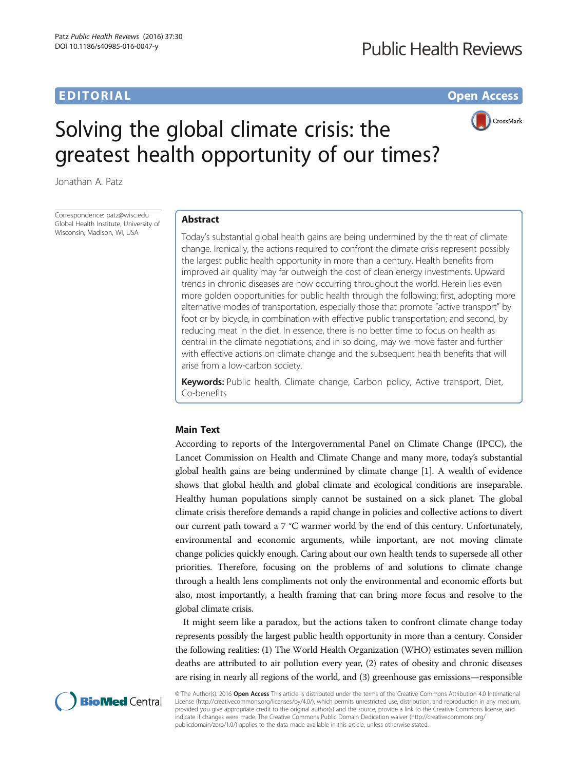EDITORIAL Open Access

# Solving the global climate crisis: the greatest health opportunity of our times?

Jonathan A. Patz

Correspondence: patz@wisc.edu
Global Health Institute, University of Wisconsin, Madison, WI, USA

## Abstract

Today's substantial global health gains are being undermined by the threat of climate change. Ironically, the actions required to confront the climate crisis represent possibly the largest public health opportunity in more than a century. Health benefits from improved air quality may far outweigh the cost of clean energy investments. Upward trends in chronic diseases are now occurring throughout the world. Herein lies even more golden opportunities for public health through the following: first, adopting more alternative modes of transportation, especially those that promote "active transport" by foot or by bicycle, in combination with effective public transportation; and second, by reducing meat in the diet. In essence, there is no better time to focus on health as central in the climate negotiations; and in so doing, may we move faster and further with effective actions on climate change and the subsequent health benefits that will arise from a low-carbon society.

**Keywords:** Public health, Climate change, Carbon policy, Active transport, Diet, Co-benefits

## Main Text

According to reports of the Intergovernmental Panel on Climate Change (IPCC), the Lancet Commission on Health and Climate Change and many more, today's substantial global health gains are being undermined by climate change [1]. A wealth of evidence shows that global health and global climate and ecological conditions are inseparable. Healthy human populations simply cannot be sustained on a sick planet. The global climate crisis therefore demands a rapid change in policies and collective actions to divert our current path toward a 7 °C warmer world by the end of this century. Unfortunately, environmental and economic arguments, while important, are not moving climate change policies quickly enough. Caring about our own health tends to supersede all other priorities. Therefore, focusing on the problems of and solutions to climate change through a health lens compliments not only the environmental and economic efforts but also, most importantly, a health framing that can bring more focus and resolve to the global climate crisis.

It might seem like a paradox, but the actions taken to confront climate change today represents possibly the largest public health opportunity in more than a century. Consider the following realities: (1) The World Health Organization (WHO) estimates seven million deaths are attributed to air pollution every year, (2) rates of obesity and chronic diseases are rising in nearly all regions of the world, and (3) greenhouse gas emissions—responsible

© The Author(s). 2016 **Open Access** This article is distributed under the terms of the Creative Commons Attribution 4.0 International License (http://creativecommons.org/licenses/by/4.0/), which permits unrestricted use, distribution, and reproduction in any medium, provided you give appropriate credit to the original author(s) and the source, provide a link to the Creative Commons license, and indicate if changes were made. The Creative Commons Public Domain Dedication waiver (http://creativecommons.org/publicdomain/zero/1.0/) applies to the data made available in this article, unless otherwise stated.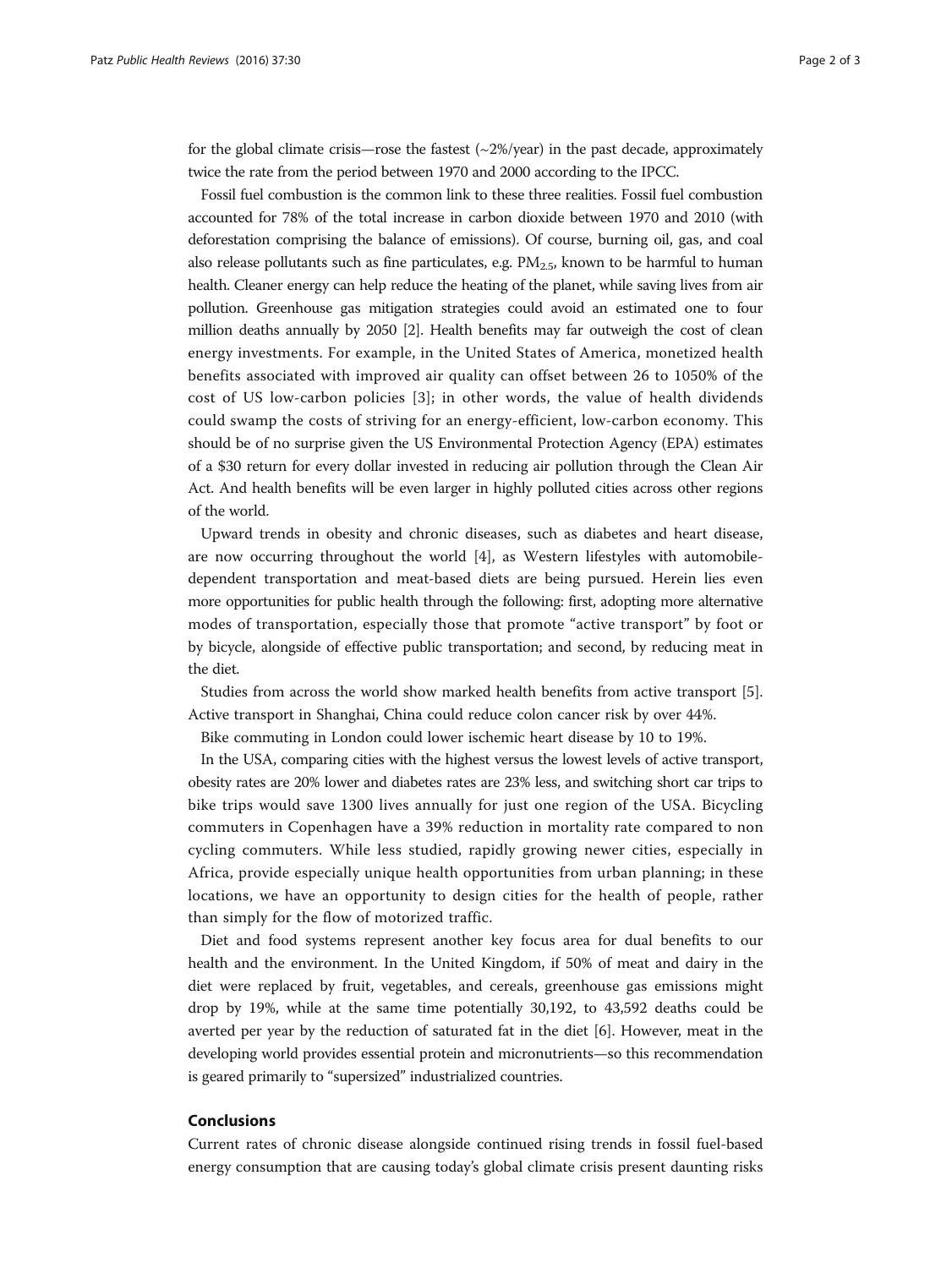for the global climate crisis—rose the fastest (~2%/year) in the past decade, approximately twice the rate from the period between 1970 and 2000 according to the IPCC.

Fossil fuel combustion is the common link to these three realities. Fossil fuel combustion accounted for 78% of the total increase in carbon dioxide between 1970 and 2010 (with deforestation comprising the balance of emissions). Of course, burning oil, gas, and coal also release pollutants such as fine particulates, e.g. $PM_{2.5}$, known to be harmful to human health. Cleaner energy can help reduce the heating of the planet, while saving lives from air pollution. Greenhouse gas mitigation strategies could avoid an estimated one to four million deaths annually by 2050 [2]. Health benefits may far outweigh the cost of clean energy investments. For example, in the United States of America, monetized health benefits associated with improved air quality can offset between 26 to 1050% of the cost of US low-carbon policies [3]; in other words, the value of health dividends could swamp the costs of striving for an energy-efficient, low-carbon economy. This should be of no surprise given the US Environmental Protection Agency (EPA) estimates of a $30 return for every dollar invested in reducing air pollution through the Clean Air Act. And health benefits will be even larger in highly polluted cities across other regions of the world.

Upward trends in obesity and chronic diseases, such as diabetes and heart disease, are now occurring throughout the world [4], as Western lifestyles with automobile-dependent transportation and meat-based diets are being pursued. Herein lies even more opportunities for public health through the following: first, adopting more alternative modes of transportation, especially those that promote "active transport" by foot or by bicycle, alongside of effective public transportation; and second, by reducing meat in the diet.

Studies from across the world show marked health benefits from active transport [5]. Active transport in Shanghai, China could reduce colon cancer risk by over 44%.

Bike commuting in London could lower ischemic heart disease by 10 to 19%.

In the USA, comparing cities with the highest versus the lowest levels of active transport, obesity rates are 20% lower and diabetes rates are 23% less, and switching short car trips to bike trips would save 1300 lives annually for just one region of the USA. Bicycling commuters in Copenhagen have a 39% reduction in mortality rate compared to non cycling commuters. While less studied, rapidly growing newer cities, especially in Africa, provide especially unique health opportunities from urban planning; in these locations, we have an opportunity to design cities for the health of people, rather than simply for the flow of motorized traffic.

Diet and food systems represent another key focus area for dual benefits to our health and the environment. In the United Kingdom, if 50% of meat and dairy in the diet were replaced by fruit, vegetables, and cereals, greenhouse gas emissions might drop by 19%, while at the same time potentially 30,192, to 43,592 deaths could be averted per year by the reduction of saturated fat in the diet [6]. However, meat in the developing world provides essential protein and micronutrients—so this recommendation is geared primarily to "supersized" industrialized countries.

## Conclusions

Current rates of chronic disease alongside continued rising trends in fossil fuel-based energy consumption that are causing today's global climate crisis present daunting risks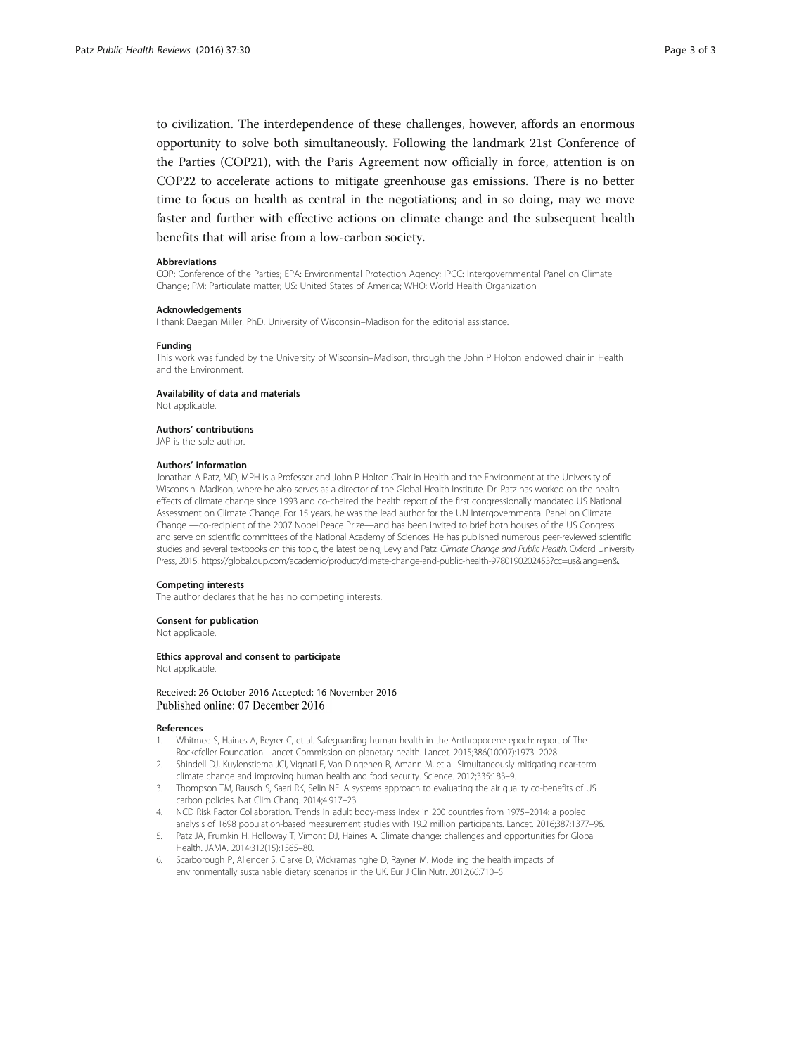to civilization. The interdependence of these challenges, however, affords an enormous opportunity to solve both simultaneously. Following the landmark 21st Conference of the Parties (COP21), with the Paris Agreement now officially in force, attention is on COP22 to accelerate actions to mitigate greenhouse gas emissions. There is no better time to focus on health as central in the negotiations; and in so doing, may we move faster and further with effective actions on climate change and the subsequent health benefits that will arise from a low-carbon society.

#### Abbreviations

COP: Conference of the Parties; EPA: Environmental Protection Agency; IPCC: Intergovernmental Panel on Climate Change; PM: Particulate matter; US: United States of America; WHO: World Health Organization

#### Acknowledgements

I thank Daegan Miller, PhD, University of Wisconsin–Madison for the editorial assistance.

#### Funding

This work was funded by the University of Wisconsin–Madison, through the John P Holton endowed chair in Health and the Environment.

#### Availability of data and materials

Not applicable.

#### Authors' contributions

JAP is the sole author.

#### Authors' information

Jonathan A Patz, MD, MPH is a Professor and John P Holton Chair in Health and the Environment at the University of Wisconsin–Madison, where he also serves as a director of the Global Health Institute. Dr. Patz has worked on the health effects of climate change since 1993 and co-chaired the health report of the first congressionally mandated US National Assessment on Climate Change. For 15 years, he was the lead author for the UN Intergovernmental Panel on Climate Change —co-recipient of the 2007 Nobel Peace Prize—and has been invited to brief both houses of the US Congress and serve on scientific committees of the National Academy of Sciences. He has published numerous peer-reviewed scientific studies and several textbooks on this topic, the latest being, Levy and Patz. *Climate Change and Public Health*. Oxford University Press, 2015. https://global.oup.com/academic/product/climate-change-and-public-health-9780190202453?cc=us&lang=en&.

#### Competing interests

The author declares that he has no competing interests.

#### Consent for publication

Not applicable.

#### Ethics approval and consent to participate

Not applicable.

Received: 26 October 2016 Accepted: 16 November 2016
Published online: 07 December 2016

#### References

1. Whitmee S, Haines A, Beyrer C, et al. Safeguarding human health in the Anthropocene epoch: report of The Rockefeller Foundation–Lancet Commission on planetary health. Lancet. 2015;386(10007):1973–2028.
2. Shindell DJ, Kuylenstierna JCI, Vignati E, Van Dingenen R, Amann M, et al. Simultaneously mitigating near-term climate change and improving human health and food security. Science. 2012;335:183–9.
3. Thompson TM, Rausch S, Saari RK, Selin NE. A systems approach to evaluating the air quality co-benefits of US carbon policies. Nat Clim Chang. 2014;4:917–23.
4. NCD Risk Factor Collaboration. Trends in adult body-mass index in 200 countries from 1975–2014: a pooled analysis of 1698 population-based measurement studies with 19.2 million participants. Lancet. 2016;387:1377–96.
5. Patz JA, Frumkin H, Holloway T, Vimont DJ, Haines A. Climate change: challenges and opportunities for Global Health. JAMA. 2014;312(15):1565–80.
6. Scarborough P, Allender S, Clarke D, Wickramasinghe D, Rayner M. Modelling the health impacts of environmentally sustainable dietary scenarios in the UK. Eur J Clin Nutr. 2012;66:710–5.